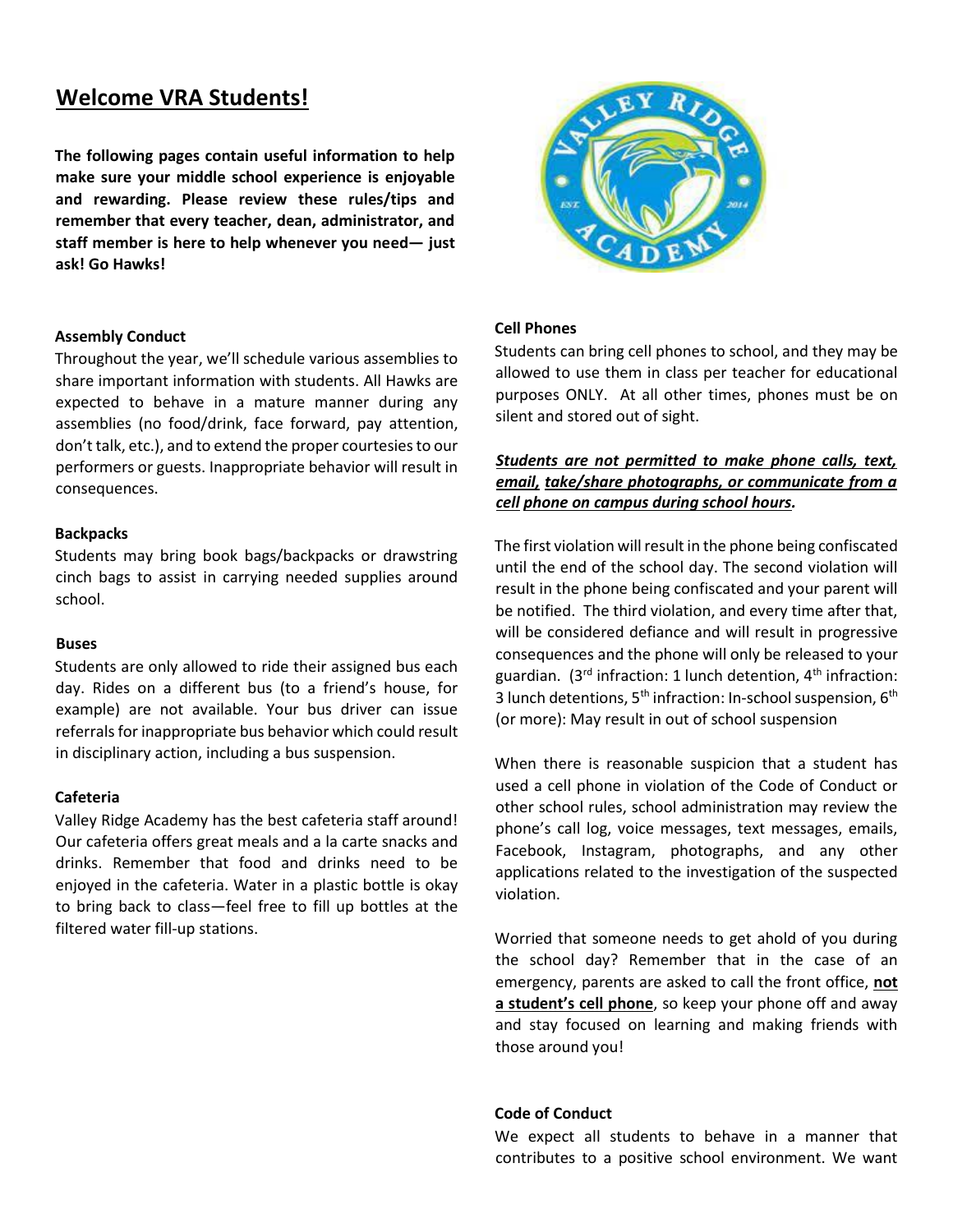# Welcome VRA Students!

**The following pages contain useful information to help make sure your middle school experience is enjoyable and rewarding. Please review these rules/tips and remember that every teacher, dean, administrator, and staff member is here to help whenever you need— just ask! Go Hawks!**

### Assembly Conduct

Throughout the year, we'll schedule various assemblies to share important information with students. All Hawks are expected to behave in a mature manner during any assemblies (no food/drink, face forward, pay attention, don't talk, etc.), and to extend the proper courtesies to our performers or guests. Inappropriate behavior will result in consequences.

### Backpacks

Students may bring book bags/backpacks or drawstring cinch bags to assist in carrying needed supplies around school.

### Buses

Students are only allowed to ride their assigned bus each day. Rides on a different bus (to a friend's house, for example) are not available. Your bus driver can issue referrals for inappropriate bus behavior which could result in disciplinary action, including a bus suspension.

### Cafeteria

Valley Ridge Academy has the best cafeteria staff around! Our cafeteria offers great meals and a la carte snacks and drinks. Remember that food and drinks need to be enjoyed in the cafeteria. Water in a plastic bottle is okay to bring back to class—feel free to fill up bottles at the filtered water fill-up stations.

### Cell Phones

Students can bring cell phones to school, and they may be allowed to use them in class per teacher for educational purposes ONLY. At all other times, phones must be on silent and stored out of sight.

***Students are not permitted to make phone calls, text, email, take/share photographs, or communicate from a cell phone on campus during school hours.***

The first violation will result in the phone being confiscated until the end of the school day. The second violation will result in the phone being confiscated and your parent will be notified. The third violation, and every time after that, will be considered defiance and will result in progressive consequences and the phone will only be released to your guardian. (3rd infraction: 1 lunch detention, 4th infraction: 3 lunch detentions, 5th infraction: In-school suspension, 6th (or more): May result in out of school suspension

When there is reasonable suspicion that a student has used a cell phone in violation of the Code of Conduct or other school rules, school administration may review the phone's call log, voice messages, text messages, emails, Facebook, Instagram, photographs, and any other applications related to the investigation of the suspected violation.

Worried that someone needs to get ahold of you during the school day? Remember that in the case of an emergency, parents are asked to call the front office, **not a student's cell phone**, so keep your phone off and away and stay focused on learning and making friends with those around you!

### Code of Conduct

We expect all students to behave in a manner that contributes to a positive school environment. We want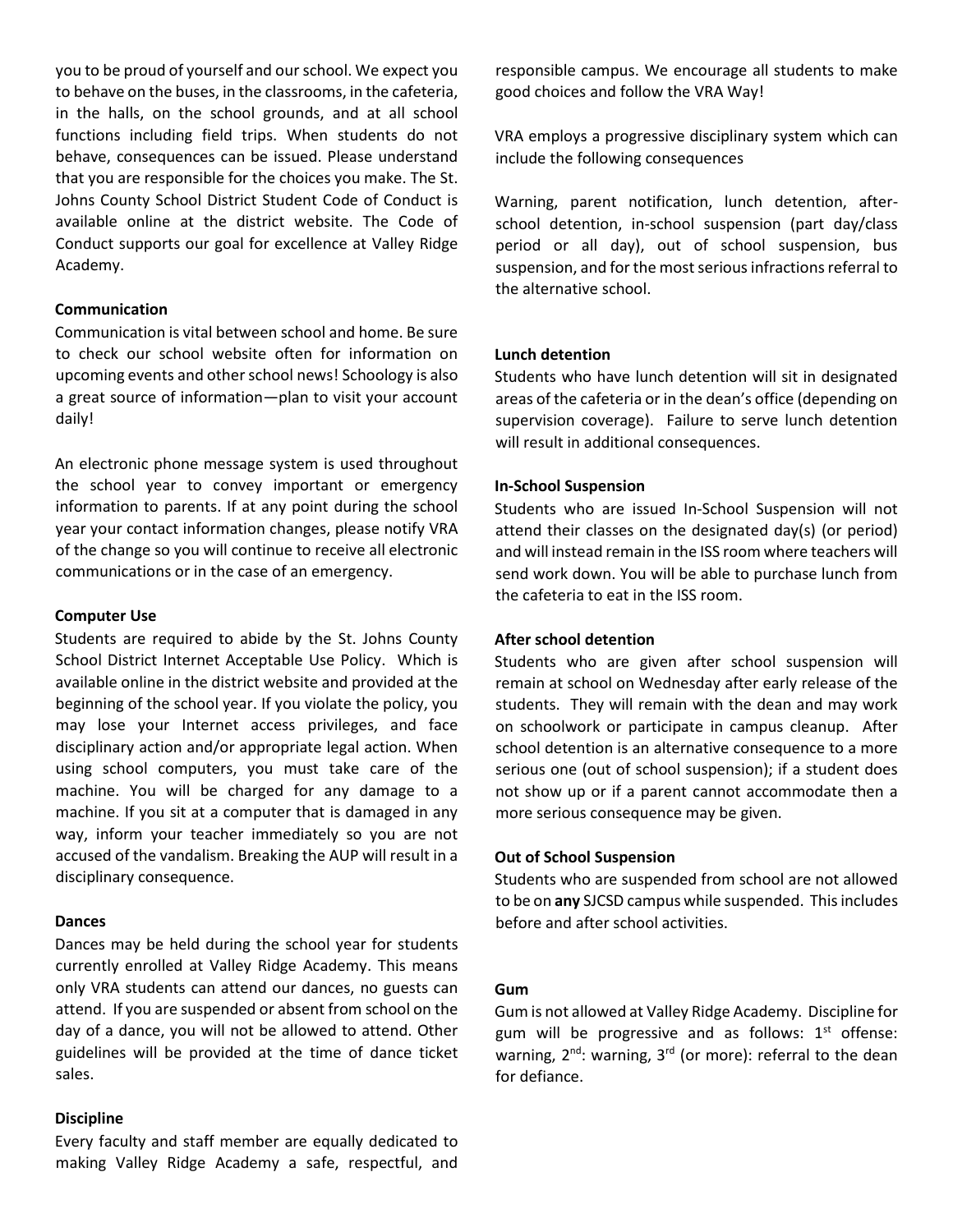you to be proud of yourself and our school. We expect you to behave on the buses, in the classrooms, in the cafeteria, in the halls, on the school grounds, and at all school functions including field trips. When students do not behave, consequences can be issued. Please understand that you are responsible for the choices you make. The St. Johns County School District Student Code of Conduct is available online at the district website. The Code of Conduct supports our goal for excellence at Valley Ridge Academy.

**Communication**

Communication is vital between school and home. Be sure to check our school website often for information on upcoming events and other school news! Schoology is also a great source of information—plan to visit your account daily!

An electronic phone message system is used throughout the school year to convey important or emergency information to parents. If at any point during the school year your contact information changes, please notify VRA of the change so you will continue to receive all electronic communications or in the case of an emergency.

**Computer Use**

Students are required to abide by the St. Johns County School District Internet Acceptable Use Policy. Which is available online in the district website and provided at the beginning of the school year. If you violate the policy, you may lose your Internet access privileges, and face disciplinary action and/or appropriate legal action. When using school computers, you must take care of the machine. You will be charged for any damage to a machine. If you sit at a computer that is damaged in any way, inform your teacher immediately so you are not accused of the vandalism. Breaking the AUP will result in a disciplinary consequence.

**Dances**

Dances may be held during the school year for students currently enrolled at Valley Ridge Academy. This means only VRA students can attend our dances, no guests can attend. If you are suspended or absent from school on the day of a dance, you will not be allowed to attend. Other guidelines will be provided at the time of dance ticket sales.

**Discipline**

Every faculty and staff member are equally dedicated to making Valley Ridge Academy a safe, respectful, and responsible campus. We encourage all students to make good choices and follow the VRA Way!

VRA employs a progressive disciplinary system which can include the following consequences

Warning, parent notification, lunch detention, after-school detention, in-school suspension (part day/class period or all day), out of school suspension, bus suspension, and for the most serious infractions referral to the alternative school.

**Lunch detention**

Students who have lunch detention will sit in designated areas of the cafeteria or in the dean's office (depending on supervision coverage). Failure to serve lunch detention will result in additional consequences.

**In-School Suspension**

Students who are issued In-School Suspension will not attend their classes on the designated day(s) (or period) and will instead remain in the ISS room where teachers will send work down. You will be able to purchase lunch from the cafeteria to eat in the ISS room.

**After school detention**

Students who are given after school suspension will remain at school on Wednesday after early release of the students. They will remain with the dean and may work on schoolwork or participate in campus cleanup. After school detention is an alternative consequence to a more serious one (out of school suspension); if a student does not show up or if a parent cannot accommodate then a more serious consequence may be given.

**Out of School Suspension**

Students who are suspended from school are not allowed to be on **any** SJCSD campus while suspended. This includes before and after school activities.

**Gum**

Gum is not allowed at Valley Ridge Academy. Discipline for gum will be progressive and as follows: 1st offense: warning, 2nd: warning, 3rd (or more): referral to the dean for defiance.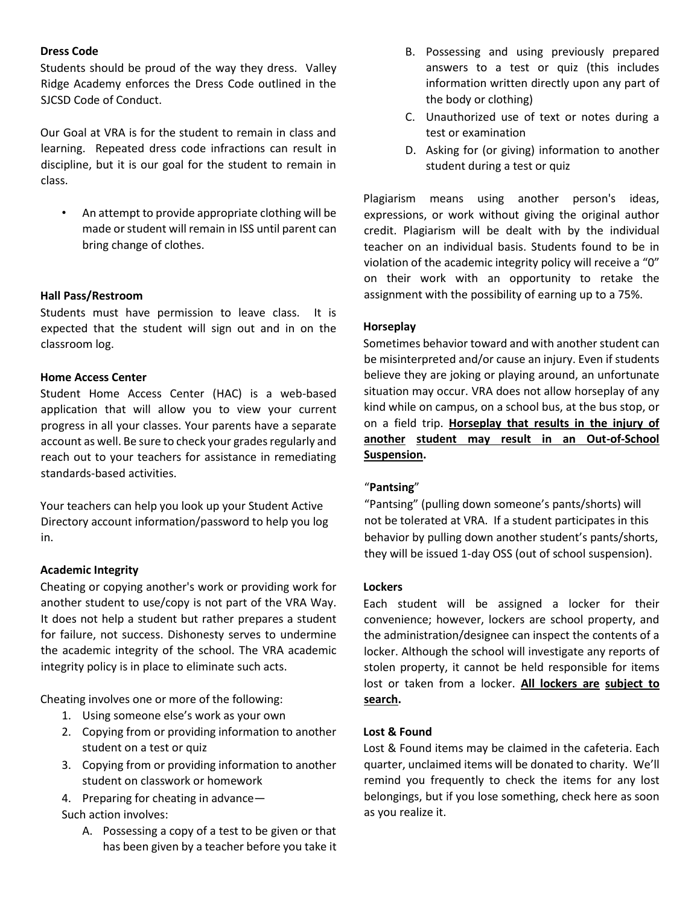### Dress Code

Students should be proud of the way they dress. Valley Ridge Academy enforces the Dress Code outlined in the SJCSD Code of Conduct.

Our Goal at VRA is for the student to remain in class and learning. Repeated dress code infractions can result in discipline, but it is our goal for the student to remain in class.

- An attempt to provide appropriate clothing will be made or student will remain in ISS until parent can bring change of clothes.

### Hall Pass/Restroom

Students must have permission to leave class. It is expected that the student will sign out and in on the classroom log.

### Home Access Center

Student Home Access Center (HAC) is a web-based application that will allow you to view your current progress in all your classes. Your parents have a separate account as well. Be sure to check your grades regularly and reach out to your teachers for assistance in remediating standards-based activities.

Your teachers can help you look up your Student Active Directory account information/password to help you log in.

### Academic Integrity

Cheating or copying another's work or providing work for another student to use/copy is not part of the VRA Way. It does not help a student but rather prepares a student for failure, not success. Dishonesty serves to undermine the academic integrity of the school. The VRA academic integrity policy is in place to eliminate such acts.

Cheating involves one or more of the following:

1. Using someone else's work as your own
2. Copying from or providing information to another student on a test or quiz
3. Copying from or providing information to another student on classwork or homework
4. Preparing for cheating in advance—

   Such action involves:

   A. Possessing a copy of a test to be given or that has been given by a teacher before you take it
   B. Possessing and using previously prepared answers to a test or quiz (this includes information written directly upon any part of the body or clothing)
   C. Unauthorized use of text or notes during a test or examination
   D. Asking for (or giving) information to another student during a test or quiz

Plagiarism means using another person's ideas, expressions, or work without giving the original author credit. Plagiarism will be dealt with by the individual teacher on an individual basis. Students found to be in violation of the academic integrity policy will receive a "0" on their work with an opportunity to retake the assignment with the possibility of earning up to a 75%.

### Horseplay

Sometimes behavior toward and with another student can be misinterpreted and/or cause an injury. Even if students believe they are joking or playing around, an unfortunate situation may occur. VRA does not allow horseplay of any kind while on campus, on a school bus, at the bus stop, or on a field trip. **<u>Horseplay that results in the injury of another student may result in an Out-of-School Suspension</u>.**

### "Pantsing"

"Pantsing" (pulling down someone's pants/shorts) will not be tolerated at VRA. If a student participates in this behavior by pulling down another student's pants/shorts, they will be issued 1-day OSS (out of school suspension).

### Lockers

Each student will be assigned a locker for their convenience; however, lockers are school property, and the administration/designee can inspect the contents of a locker. Although the school will investigate any reports of stolen property, it cannot be held responsible for items lost or taken from a locker. **<u>All lockers are subject to search</u>.**

### Lost & Found

Lost & Found items may be claimed in the cafeteria. Each quarter, unclaimed items will be donated to charity. We'll remind you frequently to check the items for any lost belongings, but if you lose something, check here as soon as you realize it.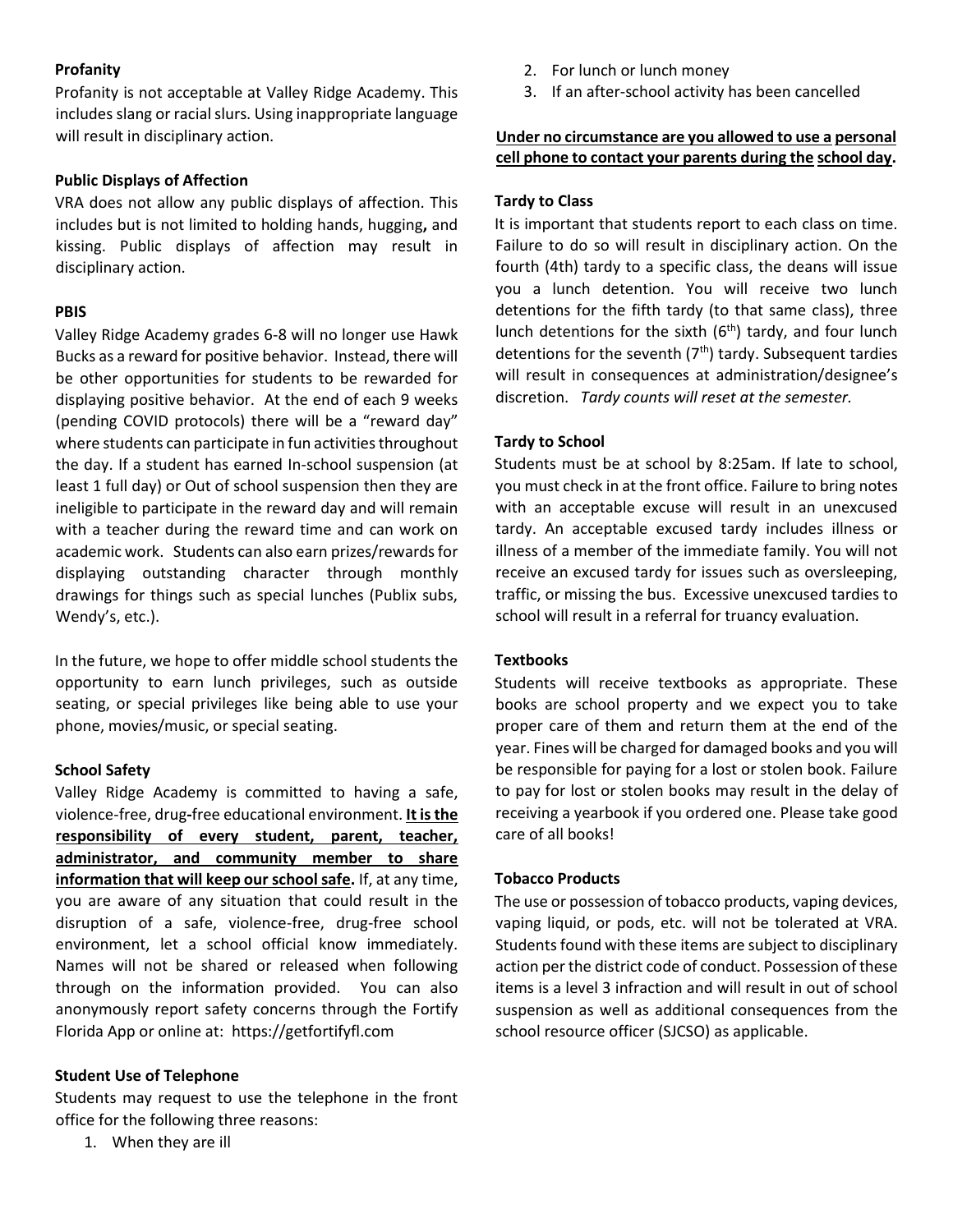**Profanity**

Profanity is not acceptable at Valley Ridge Academy. This includes slang or racial slurs. Using inappropriate language will result in disciplinary action.

**Public Displays of Affection**

VRA does not allow any public displays of affection. This includes but is not limited to holding hands, hugging**,** and kissing. Public displays of affection may result in disciplinary action.

**PBIS**

Valley Ridge Academy grades 6-8 will no longer use Hawk Bucks as a reward for positive behavior. Instead, there will be other opportunities for students to be rewarded for displaying positive behavior. At the end of each 9 weeks (pending COVID protocols) there will be a "reward day" where students can participate in fun activities throughout the day. If a student has earned In-school suspension (at least 1 full day) or Out of school suspension then they are ineligible to participate in the reward day and will remain with a teacher during the reward time and can work on academic work. Students can also earn prizes/rewards for displaying outstanding character through monthly drawings for things such as special lunches (Publix subs, Wendy's, etc.).

In the future, we hope to offer middle school students the opportunity to earn lunch privileges, such as outside seating, or special privileges like being able to use your phone, movies/music, or special seating.

**School Safety**

Valley Ridge Academy is committed to having a safe, violence-free, drug-free educational environment. **<u>It is the responsibility of every student, parent, teacher, administrator, and community member to share information that will keep our school safe.</u>** If, at any time, you are aware of any situation that could result in the disruption of a safe, violence-free, drug-free school environment, let a school official know immediately. Names will not be shared or released when following through on the information provided. You can also anonymously report safety concerns through the Fortify Florida App or online at: https://getfortifyfl.com

**Student Use of Telephone**

Students may request to use the telephone in the front office for the following three reasons:

1. When they are ill
2. For lunch or lunch money
3. If an after-school activity has been cancelled

**<u>Under no circumstance are you allowed to use a personal cell phone to contact your parents during the school day</u>.**

**Tardy to Class**

It is important that students report to each class on time. Failure to do so will result in disciplinary action. On the fourth (4th) tardy to a specific class, the deans will issue you a lunch detention. You will receive two lunch detentions for the fifth tardy (to that same class), three lunch detentions for the sixth (6th) tardy, and four lunch detentions for the seventh (7th) tardy. Subsequent tardies will result in consequences at administration/designee's discretion. *Tardy counts will reset at the semester.*

**Tardy to School**

Students must be at school by 8:25am. If late to school, you must check in at the front office. Failure to bring notes with an acceptable excuse will result in an unexcused tardy. An acceptable excused tardy includes illness or illness of a member of the immediate family. You will not receive an excused tardy for issues such as oversleeping, traffic, or missing the bus. Excessive unexcused tardies to school will result in a referral for truancy evaluation.

**Textbooks**

Students will receive textbooks as appropriate. These books are school property and we expect you to take proper care of them and return them at the end of the year. Fines will be charged for damaged books and you will be responsible for paying for a lost or stolen book. Failure to pay for lost or stolen books may result in the delay of receiving a yearbook if you ordered one. Please take good care of all books!

**Tobacco Products**

The use or possession of tobacco products, vaping devices, vaping liquid, or pods, etc. will not be tolerated at VRA. Students found with these items are subject to disciplinary action per the district code of conduct. Possession of these items is a level 3 infraction and will result in out of school suspension as well as additional consequences from the school resource officer (SJCSO) as applicable.